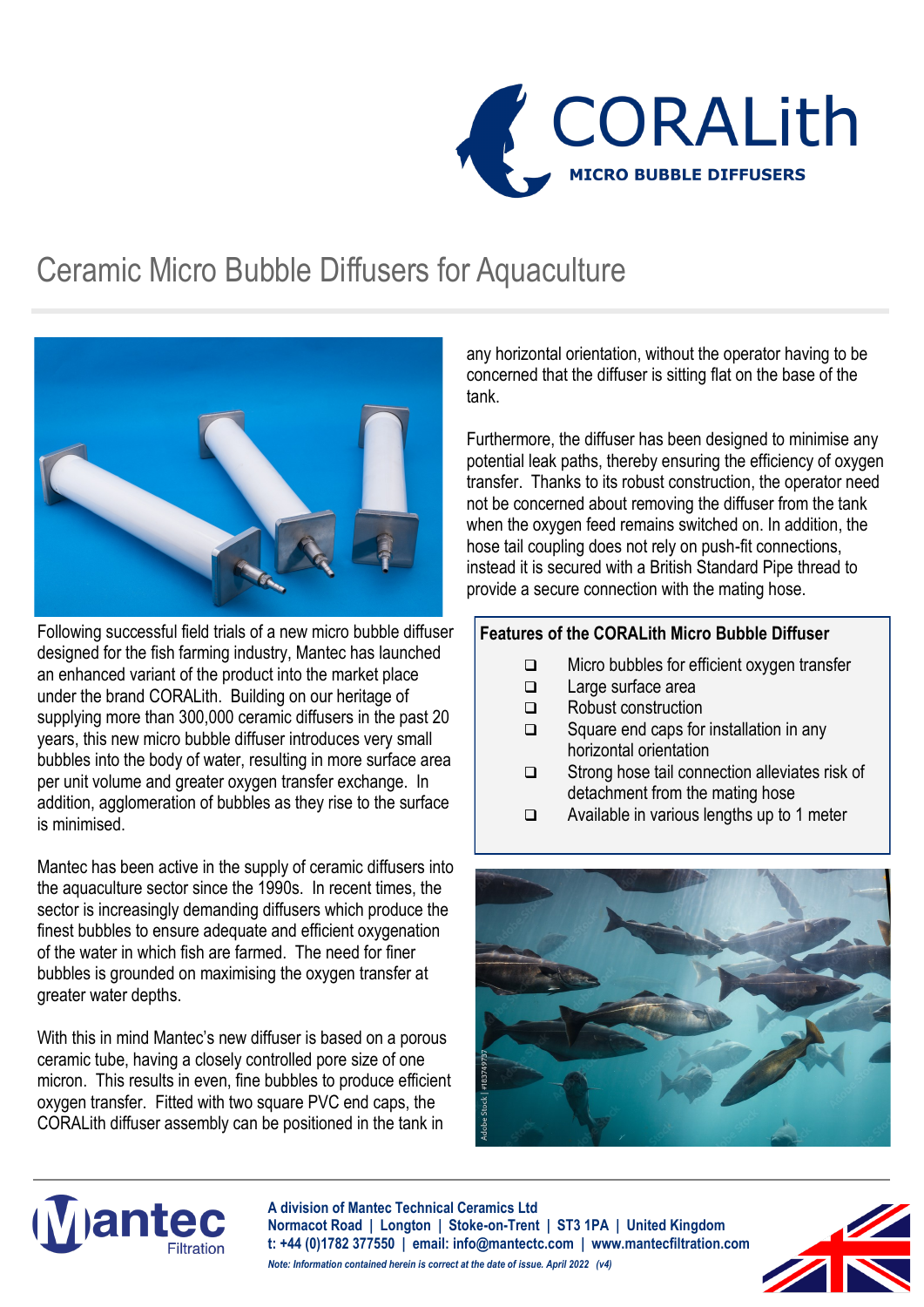# CORALith

**MICRO BUBBLE DIFFUSERS**

## Ceramic Micro Bubble Diffusers for Aquaculture

Following successful field trials of a new micro bubble diffuser designed for the fish farming industry, Mantec has launched an enhanced variant of the product into the market place under the brand CORALith. Building on our heritage of supplying more than 300,000 ceramic diffusers in the past 20 years, this new micro bubble diffuser introduces very small bubbles into the body of water, resulting in more surface area per unit volume and greater oxygen transfer exchange. In addition, agglomeration of bubbles as they rise to the surface is minimised.

Mantec has been active in the supply of ceramic diffusers into the aquaculture sector since the 1990s. In recent times, the sector is increasingly demanding diffusers which produce the finest bubbles to ensure adequate and efficient oxygenation of the water in which fish are farmed. The need for finer bubbles is grounded on maximising the oxygen transfer at greater water depths.

With this in mind Mantec's new diffuser is based on a porous ceramic tube, having a closely controlled pore size of one micron. This results in even, fine bubbles to produce efficient oxygen transfer. Fitted with two square PVC end caps, the CORALith diffuser assembly can be positioned in the tank in any horizontal orientation, without the operator having to be concerned that the diffuser is sitting flat on the base of the tank.

Furthermore, the diffuser has been designed to minimise any potential leak paths, thereby ensuring the efficiency of oxygen transfer. Thanks to its robust construction, the operator need not be concerned about removing the diffuser from the tank when the oxygen feed remains switched on. In addition, the hose tail coupling does not rely on push-fit connections, instead it is secured with a British Standard Pipe thread to provide a secure connection with the mating hose.

### Features of the CORALith Micro Bubble Diffuser

- Micro bubbles for efficient oxygen transfer
- Large surface area
- Robust construction
- Square end caps for installation in any horizontal orientation
- Strong hose tail connection alleviates risk of detachment from the mating hose
- Available in various lengths up to 1 meter

**Mantec Filtration**

**A division of Mantec Technical Ceramics Ltd**
**Normacot Road | Longton | Stoke-on-Trent | ST3 1PA | United Kingdom**
**t: +44 (0)1782 377550 | email: info@mantectc.com | www.mantecfiltration.com**

***Note: Information contained herein is correct at the date of issue. April 2022 (v4)***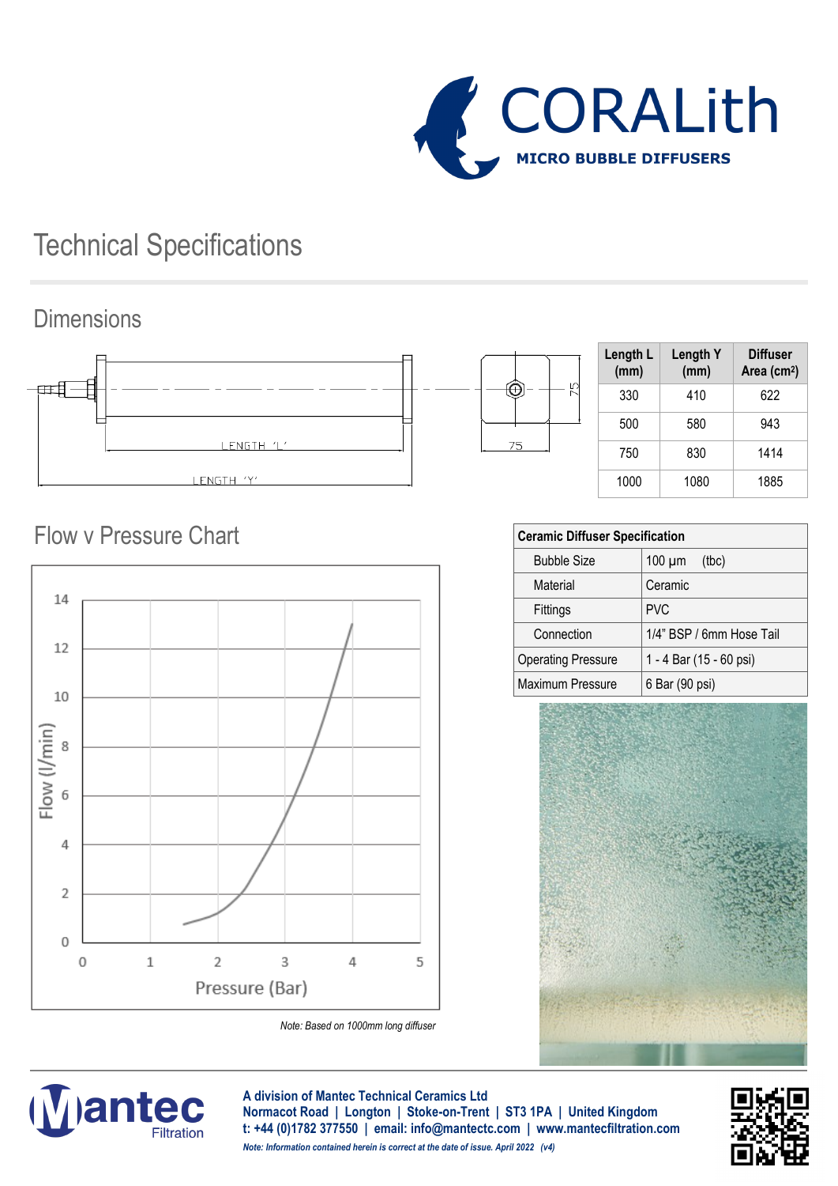# CORALith

**MICRO BUBBLE DIFFUSERS**

# Technical Specifications

## Dimensions

LENGTH 'L'

LENGTH 'Y'

75

75

| Length L (mm) | Length Y (mm) | Diffuser Area (cm²) |
|---|---|---|
| 330 | 410 | 622 |
| 500 | 580 | 943 |
| 750 | 830 | 1414 |
| 1000 | 1080 | 1885 |

## Flow v Pressure Chart

Flow (l/min)

14
12
10
8
6
4
2
0

0 1 2 3 4 5

Pressure (Bar)

*Note: Based on 1000mm long diffuser*

| Ceramic Diffuser Specification | |
|---|---|
| Bubble Size | 100 µm (tbc) |
| Material | Ceramic |
| Fittings | PVC |
| Connection | 1/4" BSP / 6mm Hose Tail |
| Operating Pressure | 1 - 4 Bar (15 - 60 psi) |
| Maximum Pressure | 6 Bar (90 psi) |

Mantec Filtration

**A division of Mantec Technical Ceramics Ltd**
**Normacot Road | Longton | Stoke-on-Trent | ST3 1PA | United Kingdom**
**t: +44 (0)1782 377550 | email: info@mantectc.com | www.mantecfiltration.com**

***Note: Information contained herein is correct at the date of issue. April 2022 (v4)***